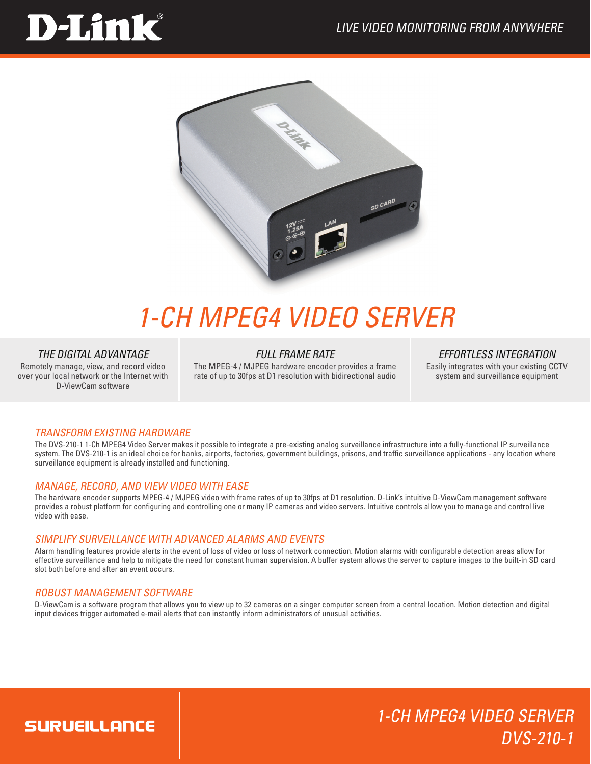D-Link®

*LIVE VIDEO MONITORING FROM ANYWHERE*

# 1-CH MPEG4 VIDEO SERVER

### THE DIGITAL ADVANTAGE

Remotely manage, view, and record video over your local network or the Internet with D-ViewCam software

### FULL FRAME RATE

The MPEG-4 / MJPEG hardware encoder provides a frame rate of up to 30fps at D1 resolution with bidirectional audio

### EFFORTLESS INTEGRATION

Easily integrates with your existing CCTV system and surveillance equipment

## TRANSFORM EXISTING HARDWARE

The DVS-210-1 1-Ch MPEG4 Video Server makes it possible to integrate a pre-existing analog surveillance infrastructure into a fully-functional IP surveillance system. The DVS-210-1 is an ideal choice for banks, airports, factories, government buildings, prisons, and traffic surveillance applications - any location where surveillance equipment is already installed and functioning.

## MANAGE, RECORD, AND VIEW VIDEO WITH EASE

The hardware encoder supports MPEG-4 / MJPEG video with frame rates of up to 30fps at D1 resolution. D-Link's intuitive D-ViewCam management software provides a robust platform for configuring and controlling one or many IP cameras and video servers. Intuitive controls allow you to manage and control live video with ease.

## SIMPLIFY SURVEILLANCE WITH ADVANCED ALARMS AND EVENTS

Alarm handling features provide alerts in the event of loss of video or loss of network connection. Motion alarms with configurable detection areas allow for effective surveillance and help to mitigate the need for constant human supervision. A buffer system allows the server to capture images to the built-in SD card slot both before and after an event occurs.

## ROBUST MANAGEMENT SOFTWARE

D-ViewCam is a software program that allows you to view up to 32 cameras on a singer computer screen from a central location. Motion detection and digital input devices trigger automated e-mail alerts that can instantly inform administrators of unusual activities.

SURVEILLANCE

*1-CH MPEG4 VIDEO SERVER*
*DVS-210-1*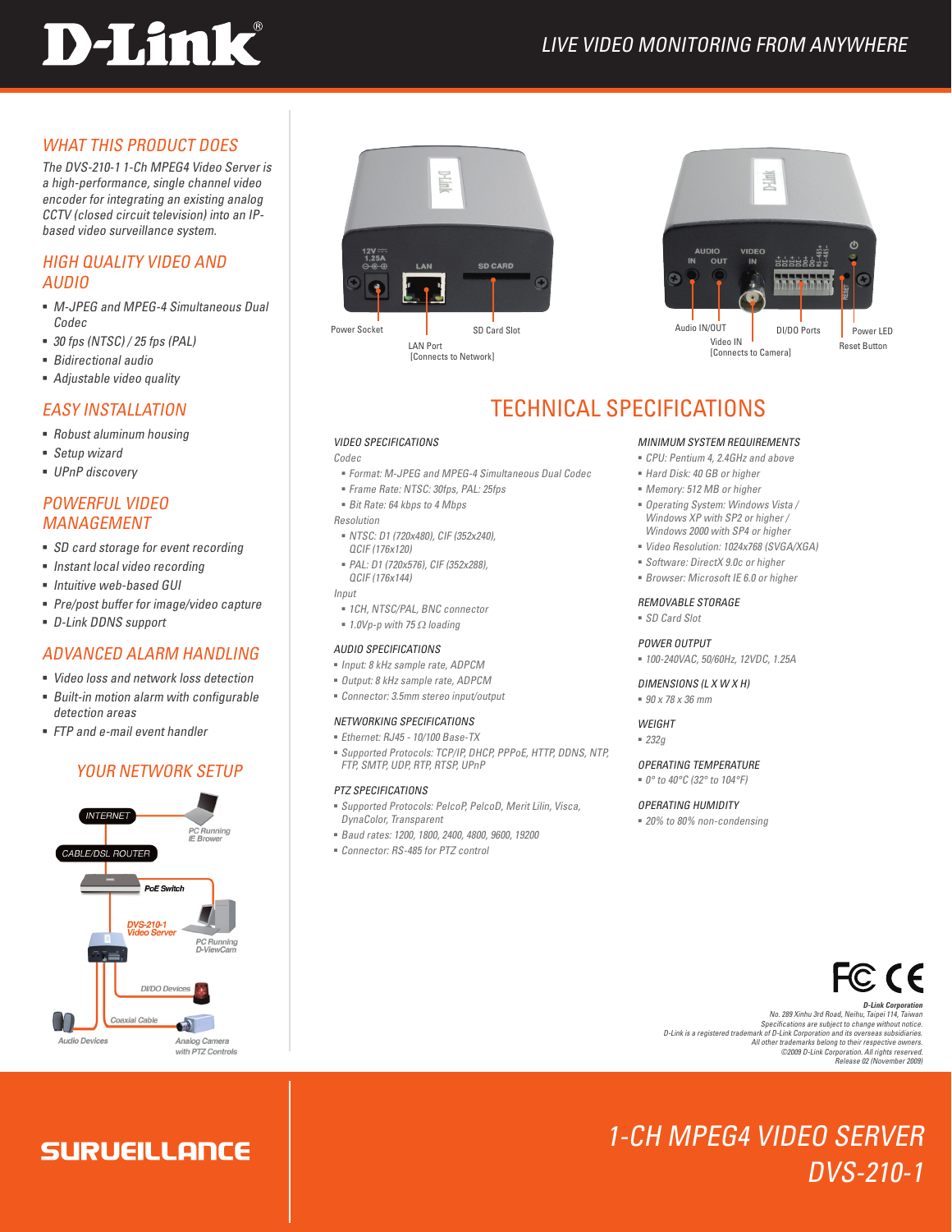LIVE VIDEO MONITORING FROM ANYWHERE

## WHAT THIS PRODUCT DOES

*The DVS-210-1 1-Ch MPEG4 Video Server is a high-performance, single channel video encoder for integrating an existing analog CCTV (closed circuit television) into an IP-based video surveillance system.*

## HIGH QUALITY VIDEO AND AUDIO

- M-JPEG and MPEG-4 Simultaneous Dual Codec
- 30 fps (NTSC) / 25 fps (PAL)
- Bidirectional audio
- Adjustable video quality

## EASY INSTALLATION

- Robust aluminum housing
- Setup wizard
- UPnP discovery

## POWERFUL VIDEO MANAGEMENT

- SD card storage for event recording
- Instant local video recording
- Intuitive web-based GUI
- Pre/post buffer for image/video capture
- D-Link DDNS support

## ADVANCED ALARM HANDLING

- Video loss and network loss detection
- Built-in motion alarm with configurable detection areas
- FTP and e-mail event handler

## YOUR NETWORK SETUP

INTERNET
PC Running IE Brower
CABLE/DSL ROUTER
PoE Switch
DVS-210-1 Video Server
PC Running D-ViewCam
DI/DO Devices
Coaxial Cable
Audio Devices
Analog Camera with PTZ Controls

Power Socket
LAN Port [Connects to Network]
SD Card Slot
Audio IN/OUT
Video IN [Connects to Camera]
DI/DO Ports
Power LED
Reset Button

# TECHNICAL SPECIFICATIONS

### VIDEO SPECIFICATIONS

Codec
- Format: M-JPEG and MPEG-4 Simultaneous Dual Codec
- Frame Rate: NTSC: 30fps, PAL: 25fps
- Bit Rate: 64 kbps to 4 Mbps

Resolution
- NTSC: D1 (720x480), CIF (352x240), QCIF (176x120)
- PAL: D1 (720x576), CIF (352x288), QCIF (176x144)

Input
- 1CH, NTSC/PAL, BNC connector
- 1.0Vp-p with 75 Ω loading

### AUDIO SPECIFICATIONS

- Input: 8 kHz sample rate, ADPCM
- Output: 8 kHz sample rate, ADPCM
- Connector: 3.5mm stereo input/output

### NETWORKING SPECIFICATIONS

- Ethernet: RJ45 - 10/100 Base-TX
- Supported Protocols: TCP/IP, DHCP, PPPoE, HTTP, DDNS, NTP, FTP, SMTP, UDP, RTP, RTSP, UPnP

### PTZ SPECIFICATIONS

- Supported Protocols: PelcoP, PelcoD, Merit Lilin, Visca, DynaColor, Transparent
- Baud rates: 1200, 1800, 2400, 4800, 9600, 19200
- Connector: RS-485 for PTZ control

### MINIMUM SYSTEM REQUIREMENTS

- CPU: Pentium 4, 2.4GHz and above
- Hard Disk: 40 GB or higher
- Memory: 512 MB or higher
- Operating System: Windows Vista / Windows XP with SP2 or higher / Windows 2000 with SP4 or higher
- Video Resolution: 1024x768 (SVGA/XGA)
- Software: DirectX 9.0c or higher
- Browser: Microsoft IE 6.0 or higher

### REMOVABLE STORAGE

- SD Card Slot

### POWER OUTPUT

- 100-240VAC, 50/60Hz, 12VDC, 1.25A

### DIMENSIONS (L X W X H)

- 90 x 78 x 36 mm

### WEIGHT

- 232g

### OPERATING TEMPERATURE

- 0° to 40°C (32° to 104°F)

### OPERATING HUMIDITY

- 20% to 80% non-condensing

**D-Link Corporation**
No. 289 Xinhu 3rd Road, Neihu, Taipei 114, Taiwan
Specifications are subject to change without notice.
D-Link is a registered trademark of D-Link Corporation and its overseas subsidiaries.
All other trademarks belong to their respective owners.
©2009 D-Link Corporation. All rights reserved.
Release 02 (November 2009)

SURVEILLANCE

1-CH MPEG4 VIDEO SERVER
DVS-210-1